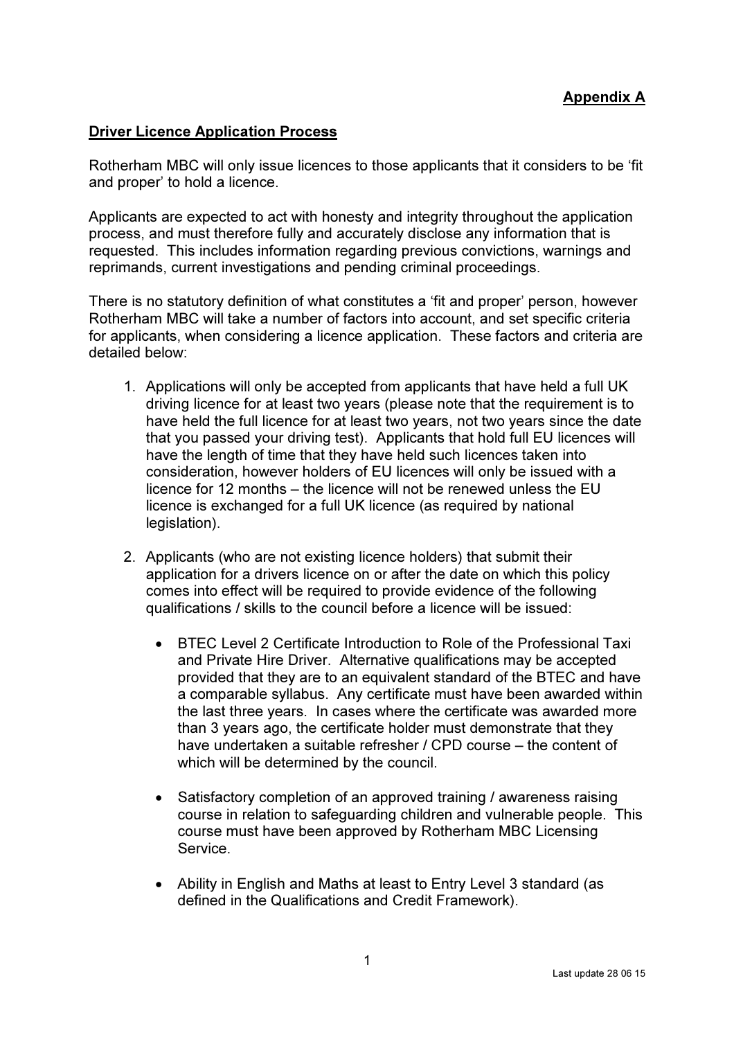**Appendix A**

**Driver Licence Application Process**

Rotherham MBC will only issue licences to those applicants that it considers to be 'fit and proper' to hold a licence.

Applicants are expected to act with honesty and integrity throughout the application process, and must therefore fully and accurately disclose any information that is requested. This includes information regarding previous convictions, warnings and reprimands, current investigations and pending criminal proceedings.

There is no statutory definition of what constitutes a 'fit and proper' person, however Rotherham MBC will take a number of factors into account, and set specific criteria for applicants, when considering a licence application. These factors and criteria are detailed below:

1. Applications will only be accepted from applicants that have held a full UK driving licence for at least two years (please note that the requirement is to have held the full licence for at least two years, not two years since the date that you passed your driving test). Applicants that hold full EU licences will have the length of time that they have held such licences taken into consideration, however holders of EU licences will only be issued with a licence for 12 months – the licence will not be renewed unless the EU licence is exchanged for a full UK licence (as required by national legislation).

2. Applicants (who are not existing licence holders) that submit their application for a drivers licence on or after the date on which this policy comes into effect will be required to provide evidence of the following qualifications / skills to the council before a licence will be issued:

   - BTEC Level 2 Certificate Introduction to Role of the Professional Taxi and Private Hire Driver. Alternative qualifications may be accepted provided that they are to an equivalent standard of the BTEC and have a comparable syllabus. Any certificate must have been awarded within the last three years. In cases where the certificate was awarded more than 3 years ago, the certificate holder must demonstrate that they have undertaken a suitable refresher / CPD course – the content of which will be determined by the council.

   - Satisfactory completion of an approved training / awareness raising course in relation to safeguarding children and vulnerable people. This course must have been approved by Rotherham MBC Licensing Service.

   - Ability in English and Maths at least to Entry Level 3 standard (as defined in the Qualifications and Credit Framework).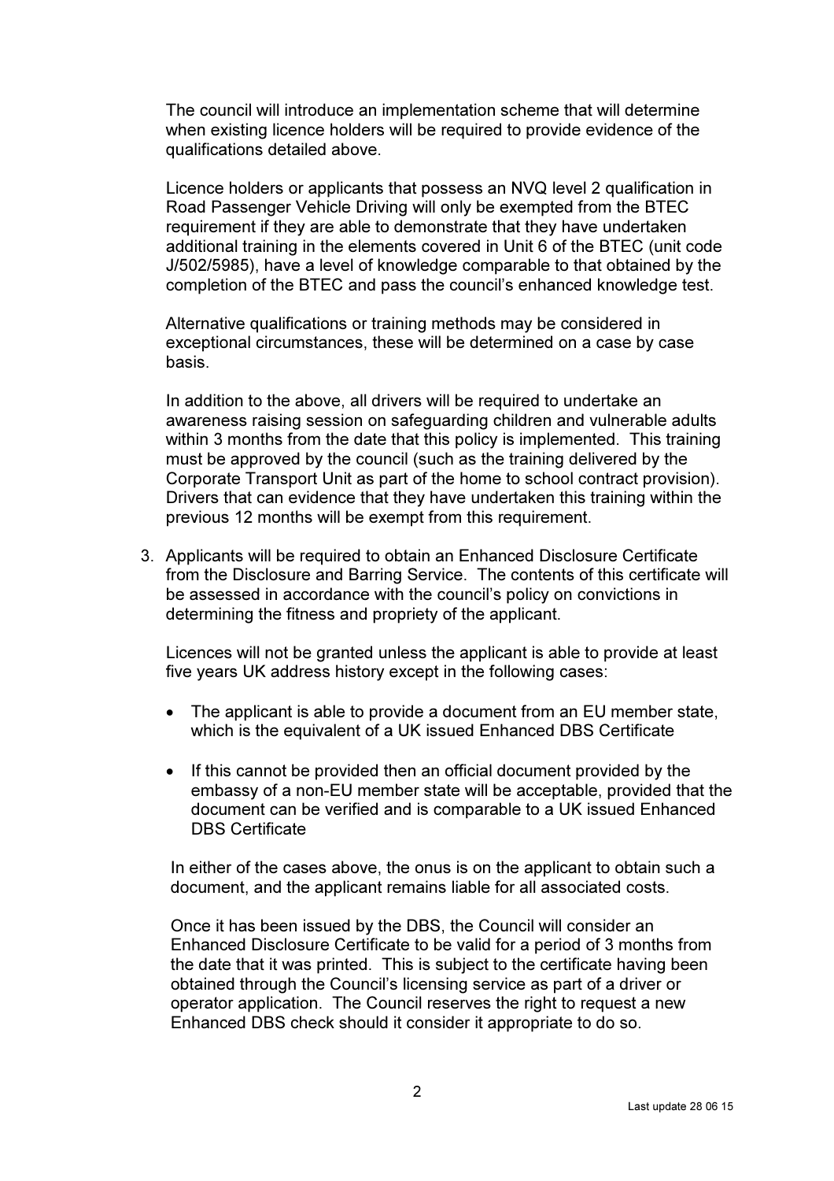The council will introduce an implementation scheme that will determine when existing licence holders will be required to provide evidence of the qualifications detailed above.

Licence holders or applicants that possess an NVQ level 2 qualification in Road Passenger Vehicle Driving will only be exempted from the BTEC requirement if they are able to demonstrate that they have undertaken additional training in the elements covered in Unit 6 of the BTEC (unit code J/502/5985), have a level of knowledge comparable to that obtained by the completion of the BTEC and pass the council's enhanced knowledge test.

Alternative qualifications or training methods may be considered in exceptional circumstances, these will be determined on a case by case basis.

In addition to the above, all drivers will be required to undertake an awareness raising session on safeguarding children and vulnerable adults within 3 months from the date that this policy is implemented. This training must be approved by the council (such as the training delivered by the Corporate Transport Unit as part of the home to school contract provision). Drivers that can evidence that they have undertaken this training within the previous 12 months will be exempt from this requirement.

3. Applicants will be required to obtain an Enhanced Disclosure Certificate from the Disclosure and Barring Service. The contents of this certificate will be assessed in accordance with the council's policy on convictions in determining the fitness and propriety of the applicant.

   Licences will not be granted unless the applicant is able to provide at least five years UK address history except in the following cases:

   - The applicant is able to provide a document from an EU member state, which is the equivalent of a UK issued Enhanced DBS Certificate

   - If this cannot be provided then an official document provided by the embassy of a non-EU member state will be acceptable, provided that the document can be verified and is comparable to a UK issued Enhanced DBS Certificate

   In either of the cases above, the onus is on the applicant to obtain such a document, and the applicant remains liable for all associated costs.

   Once it has been issued by the DBS, the Council will consider an Enhanced Disclosure Certificate to be valid for a period of 3 months from the date that it was printed. This is subject to the certificate having been obtained through the Council's licensing service as part of a driver or operator application. The Council reserves the right to request a new Enhanced DBS check should it consider it appropriate to do so.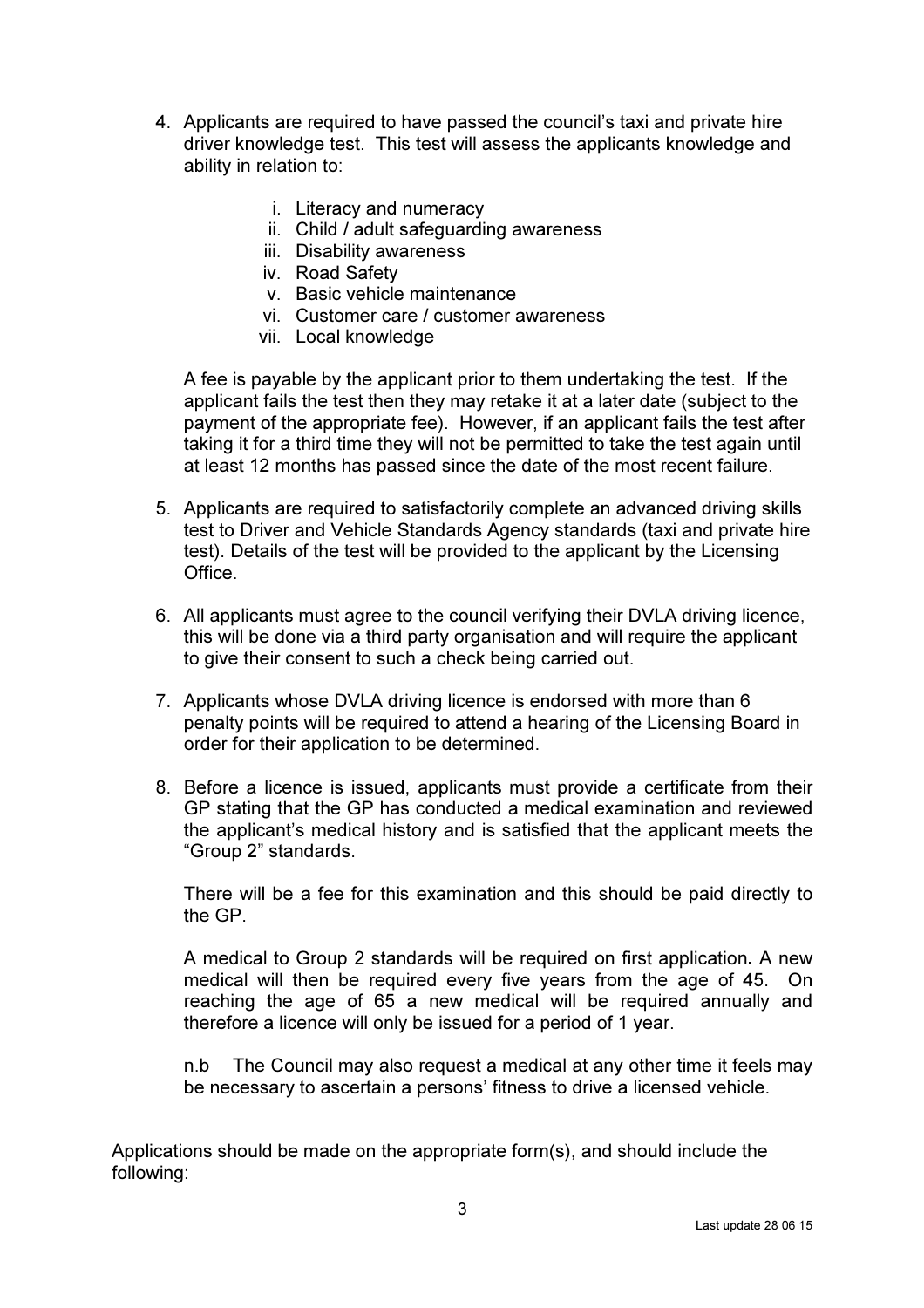4. Applicants are required to have passed the council's taxi and private hire driver knowledge test. This test will assess the applicants knowledge and ability in relation to:

    i. Literacy and numeracy
    ii. Child / adult safeguarding awareness
    iii. Disability awareness
    iv. Road Safety
    v. Basic vehicle maintenance
    vi. Customer care / customer awareness
    vii. Local knowledge

    A fee is payable by the applicant prior to them undertaking the test. If the applicant fails the test then they may retake it at a later date (subject to the payment of the appropriate fee). However, if an applicant fails the test after taking it for a third time they will not be permitted to take the test again until at least 12 months has passed since the date of the most recent failure.

5. Applicants are required to satisfactorily complete an advanced driving skills test to Driver and Vehicle Standards Agency standards (taxi and private hire test). Details of the test will be provided to the applicant by the Licensing Office.

6. All applicants must agree to the council verifying their DVLA driving licence, this will be done via a third party organisation and will require the applicant to give their consent to such a check being carried out.

7. Applicants whose DVLA driving licence is endorsed with more than 6 penalty points will be required to attend a hearing of the Licensing Board in order for their application to be determined.

8. Before a licence is issued, applicants must provide a certificate from their GP stating that the GP has conducted a medical examination and reviewed the applicant's medical history and is satisfied that the applicant meets the "Group 2" standards.

    There will be a fee for this examination and this should be paid directly to the GP.

    A medical to Group 2 standards will be required on first application**.** A new medical will then be required every five years from the age of 45. On reaching the age of 65 a new medical will be required annually and therefore a licence will only be issued for a period of 1 year.

    n.b The Council may also request a medical at any other time it feels may be necessary to ascertain a persons' fitness to drive a licensed vehicle.

Applications should be made on the appropriate form(s), and should include the following: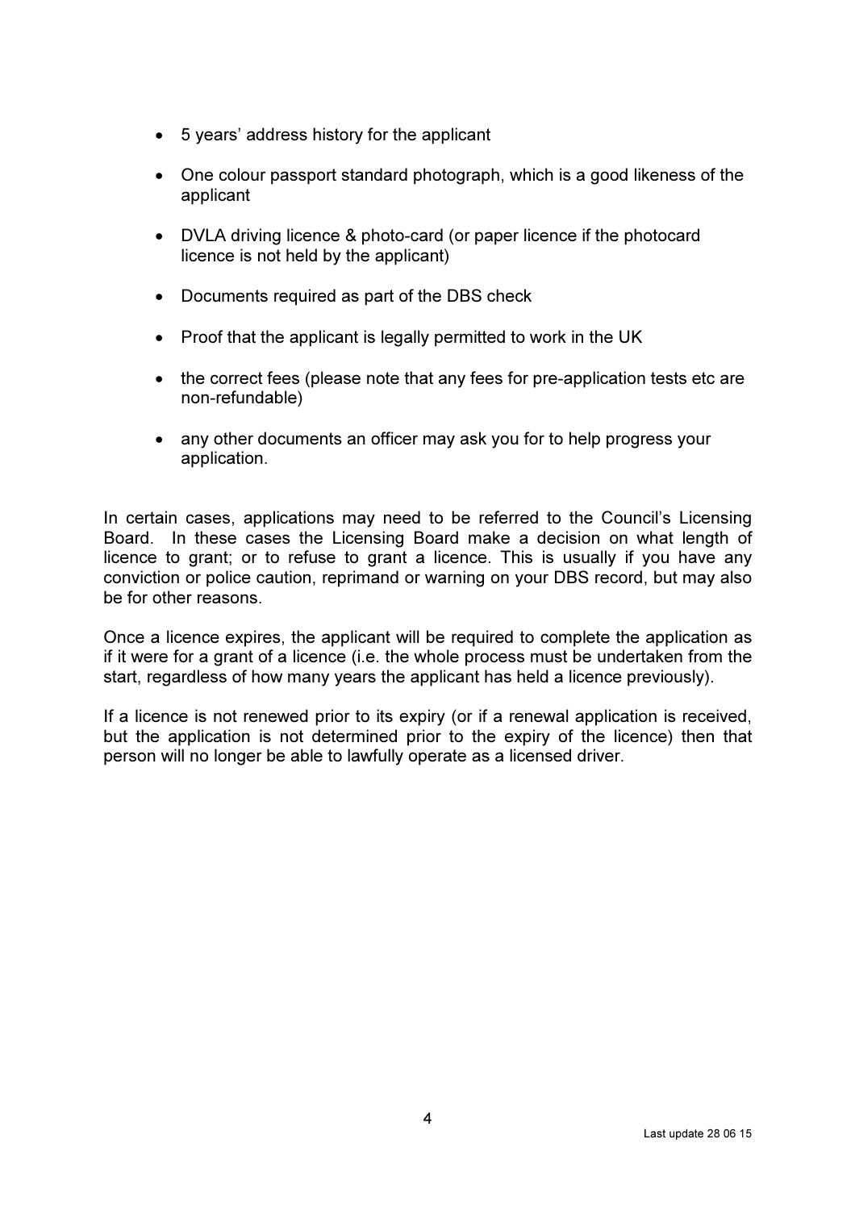- 5 years' address history for the applicant
- One colour passport standard photograph, which is a good likeness of the applicant
- DVLA driving licence & photo-card (or paper licence if the photocard licence is not held by the applicant)
- Documents required as part of the DBS check
- Proof that the applicant is legally permitted to work in the UK
- the correct fees (please note that any fees for pre-application tests etc are non-refundable)
- any other documents an officer may ask you for to help progress your application.

In certain cases, applications may need to be referred to the Council's Licensing Board. In these cases the Licensing Board make a decision on what length of licence to grant; or to refuse to grant a licence. This is usually if you have any conviction or police caution, reprimand or warning on your DBS record, but may also be for other reasons.

Once a licence expires, the applicant will be required to complete the application as if it were for a grant of a licence (i.e. the whole process must be undertaken from the start, regardless of how many years the applicant has held a licence previously).

If a licence is not renewed prior to its expiry (or if a renewal application is received, but the application is not determined prior to the expiry of the licence) then that person will no longer be able to lawfully operate as a licensed driver.